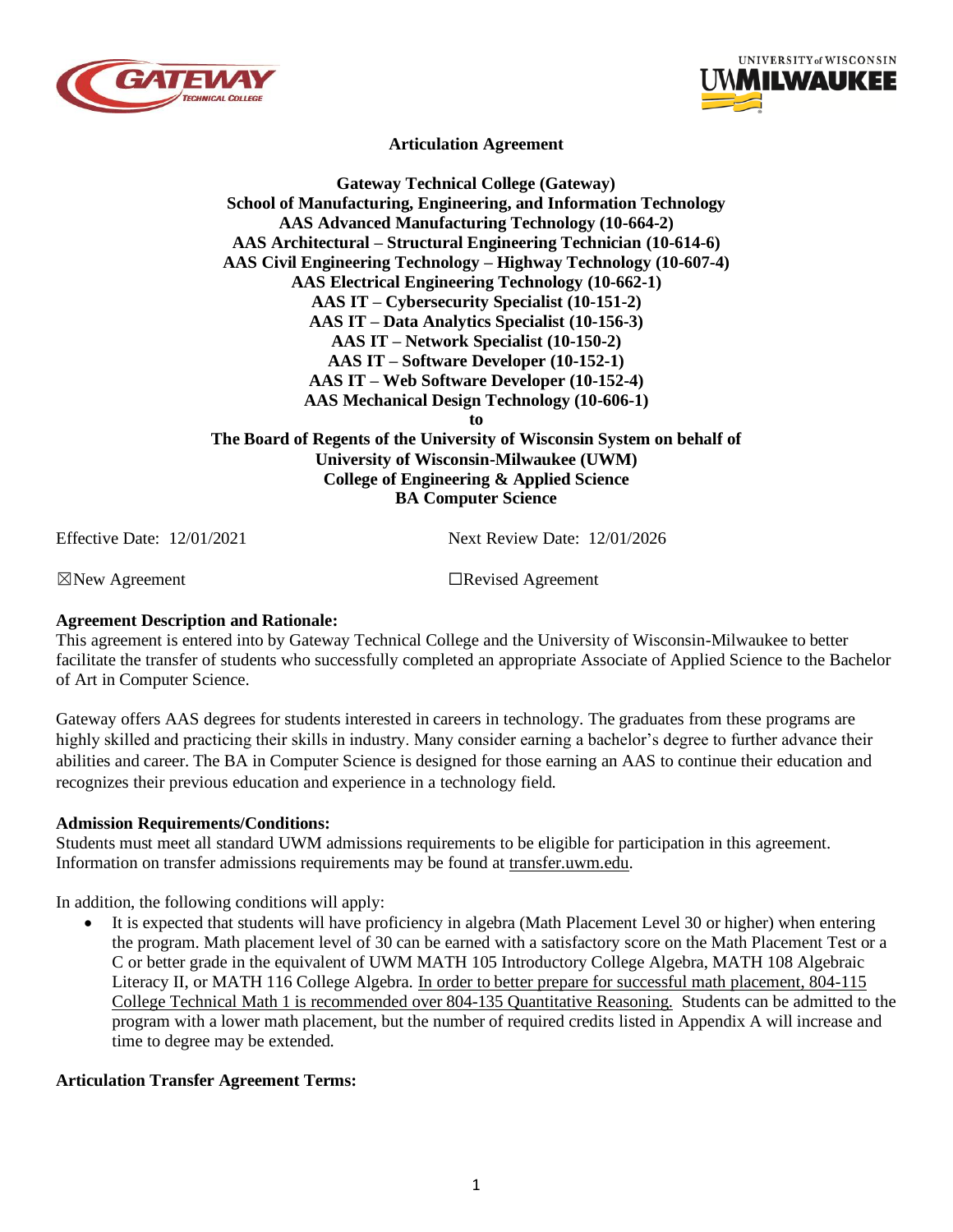# Articulation Agreement

**Gateway Technical College (Gateway)**
**School of Manufacturing, Engineering, and Information Technology**
**AAS Advanced Manufacturing Technology (10-664-2)**
**AAS Architectural – Structural Engineering Technician (10-614-6)**
**AAS Civil Engineering Technology – Highway Technology (10-607-4)**
**AAS Electrical Engineering Technology (10-662-1)**
**AAS IT – Cybersecurity Specialist (10-151-2)**
**AAS IT – Data Analytics Specialist (10-156-3)**
**AAS IT – Network Specialist (10-150-2)**
**AAS IT – Software Developer (10-152-1)**
**AAS IT – Web Software Developer (10-152-4)**
**AAS Mechanical Design Technology (10-606-1)**
**to**
**The Board of Regents of the University of Wisconsin System on behalf of**
**University of Wisconsin-Milwaukee (UWM)**
**College of Engineering & Applied Science**
**BA Computer Science**

Effective Date: 12/01/2021 | Next Review Date: 12/01/2026

☒New Agreement | ☐Revised Agreement

**Agreement Description and Rationale:**

This agreement is entered into by Gateway Technical College and the University of Wisconsin-Milwaukee to better facilitate the transfer of students who successfully completed an appropriate Associate of Applied Science to the Bachelor of Art in Computer Science.

Gateway offers AAS degrees for students interested in careers in technology. The graduates from these programs are highly skilled and practicing their skills in industry. Many consider earning a bachelor's degree to further advance their abilities and career. The BA in Computer Science is designed for those earning an AAS to continue their education and recognizes their previous education and experience in a technology field.

**Admission Requirements/Conditions:**

Students must meet all standard UWM admissions requirements to be eligible for participation in this agreement. Information on transfer admissions requirements may be found at transfer.uwm.edu.

In addition, the following conditions will apply:

- It is expected that students will have proficiency in algebra (Math Placement Level 30 or higher) when entering the program. Math placement level of 30 can be earned with a satisfactory score on the Math Placement Test or a C or better grade in the equivalent of UWM MATH 105 Introductory College Algebra, MATH 108 Algebraic Literacy II, or MATH 116 College Algebra. In order to better prepare for successful math placement, 804-115 College Technical Math 1 is recommended over 804-135 Quantitative Reasoning. Students can be admitted to the program with a lower math placement, but the number of required credits listed in Appendix A will increase and time to degree may be extended.

**Articulation Transfer Agreement Terms:**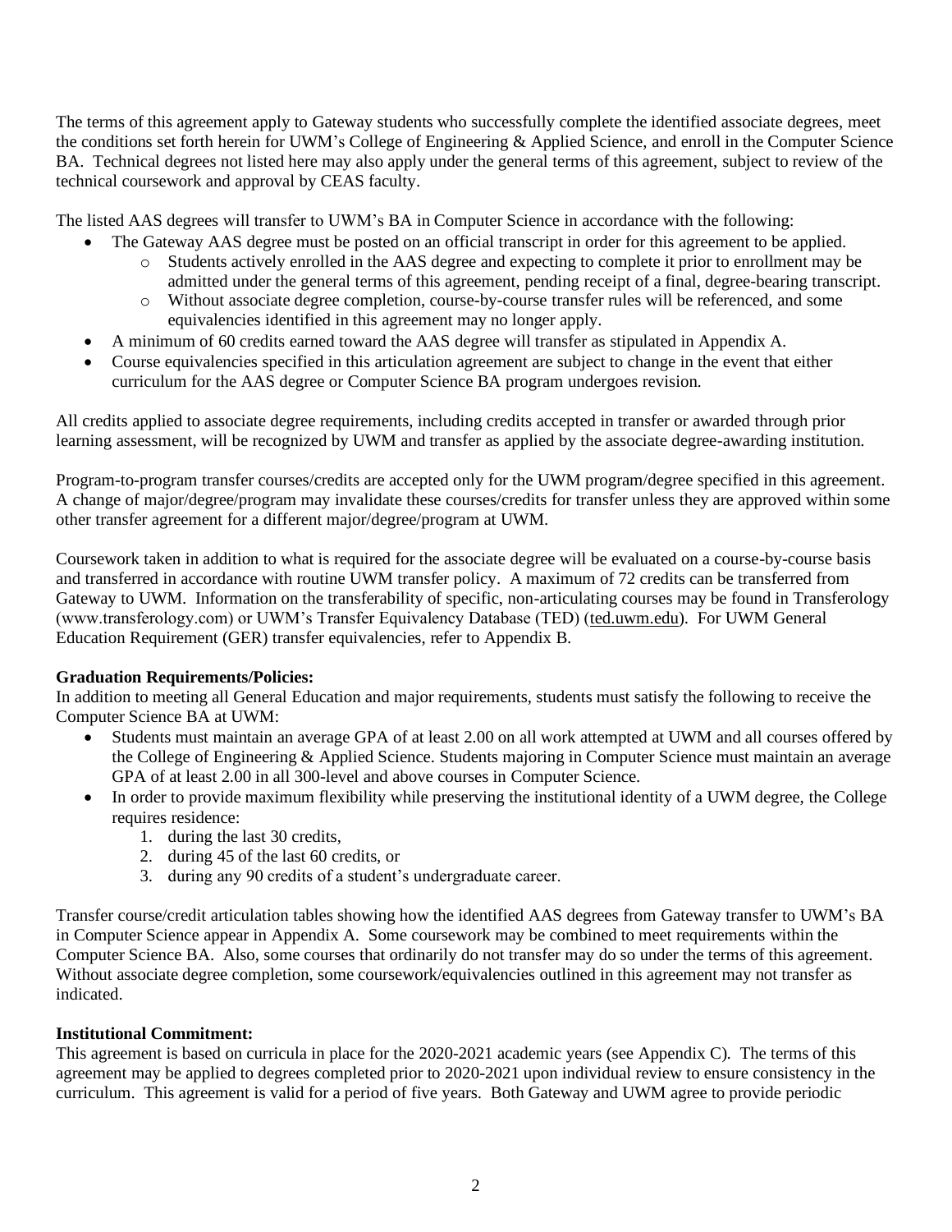The terms of this agreement apply to Gateway students who successfully complete the identified associate degrees, meet the conditions set forth herein for UWM's College of Engineering & Applied Science, and enroll in the Computer Science BA. Technical degrees not listed here may also apply under the general terms of this agreement, subject to review of the technical coursework and approval by CEAS faculty.

The listed AAS degrees will transfer to UWM's BA in Computer Science in accordance with the following:

- The Gateway AAS degree must be posted on an official transcript in order for this agreement to be applied.
  - Students actively enrolled in the AAS degree and expecting to complete it prior to enrollment may be admitted under the general terms of this agreement, pending receipt of a final, degree-bearing transcript.
  - Without associate degree completion, course-by-course transfer rules will be referenced, and some equivalencies identified in this agreement may no longer apply.
- A minimum of 60 credits earned toward the AAS degree will transfer as stipulated in Appendix A.
- Course equivalencies specified in this articulation agreement are subject to change in the event that either curriculum for the AAS degree or Computer Science BA program undergoes revision.

All credits applied to associate degree requirements, including credits accepted in transfer or awarded through prior learning assessment, will be recognized by UWM and transfer as applied by the associate degree-awarding institution.

Program-to-program transfer courses/credits are accepted only for the UWM program/degree specified in this agreement. A change of major/degree/program may invalidate these courses/credits for transfer unless they are approved within some other transfer agreement for a different major/degree/program at UWM.

Coursework taken in addition to what is required for the associate degree will be evaluated on a course-by-course basis and transferred in accordance with routine UWM transfer policy. A maximum of 72 credits can be transferred from Gateway to UWM. Information on the transferability of specific, non-articulating courses may be found in Transferology (www.transferology.com) or UWM's Transfer Equivalency Database (TED) (ted.uwm.edu). For UWM General Education Requirement (GER) transfer equivalencies, refer to Appendix B.

**Graduation Requirements/Policies:**

In addition to meeting all General Education and major requirements, students must satisfy the following to receive the Computer Science BA at UWM:

- Students must maintain an average GPA of at least 2.00 on all work attempted at UWM and all courses offered by the College of Engineering & Applied Science. Students majoring in Computer Science must maintain an average GPA of at least 2.00 in all 300-level and above courses in Computer Science.
- In order to provide maximum flexibility while preserving the institutional identity of a UWM degree, the College requires residence:
  1. during the last 30 credits,
  2. during 45 of the last 60 credits, or
  3. during any 90 credits of a student's undergraduate career.

Transfer course/credit articulation tables showing how the identified AAS degrees from Gateway transfer to UWM's BA in Computer Science appear in Appendix A. Some coursework may be combined to meet requirements within the Computer Science BA. Also, some courses that ordinarily do not transfer may do so under the terms of this agreement. Without associate degree completion, some coursework/equivalencies outlined in this agreement may not transfer as indicated.

**Institutional Commitment:**

This agreement is based on curricula in place for the 2020-2021 academic years (see Appendix C). The terms of this agreement may be applied to degrees completed prior to 2020-2021 upon individual review to ensure consistency in the curriculum. This agreement is valid for a period of five years. Both Gateway and UWM agree to provide periodic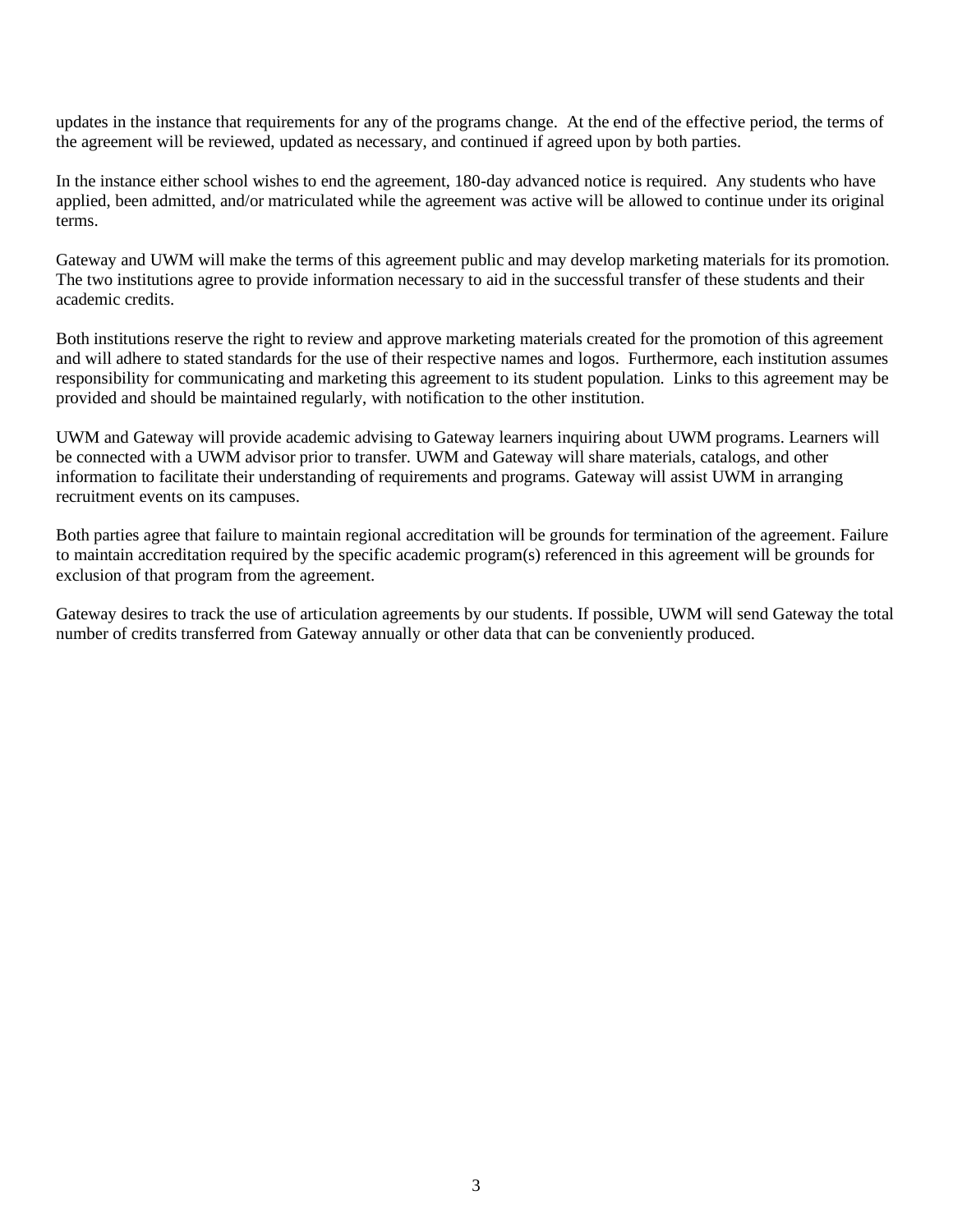updates in the instance that requirements for any of the programs change. At the end of the effective period, the terms of the agreement will be reviewed, updated as necessary, and continued if agreed upon by both parties.

In the instance either school wishes to end the agreement, 180-day advanced notice is required. Any students who have applied, been admitted, and/or matriculated while the agreement was active will be allowed to continue under its original terms.

Gateway and UWM will make the terms of this agreement public and may develop marketing materials for its promotion. The two institutions agree to provide information necessary to aid in the successful transfer of these students and their academic credits.

Both institutions reserve the right to review and approve marketing materials created for the promotion of this agreement and will adhere to stated standards for the use of their respective names and logos. Furthermore, each institution assumes responsibility for communicating and marketing this agreement to its student population. Links to this agreement may be provided and should be maintained regularly, with notification to the other institution.

UWM and Gateway will provide academic advising to Gateway learners inquiring about UWM programs. Learners will be connected with a UWM advisor prior to transfer. UWM and Gateway will share materials, catalogs, and other information to facilitate their understanding of requirements and programs. Gateway will assist UWM in arranging recruitment events on its campuses.

Both parties agree that failure to maintain regional accreditation will be grounds for termination of the agreement. Failure to maintain accreditation required by the specific academic program(s) referenced in this agreement will be grounds for exclusion of that program from the agreement.

Gateway desires to track the use of articulation agreements by our students. If possible, UWM will send Gateway the total number of credits transferred from Gateway annually or other data that can be conveniently produced.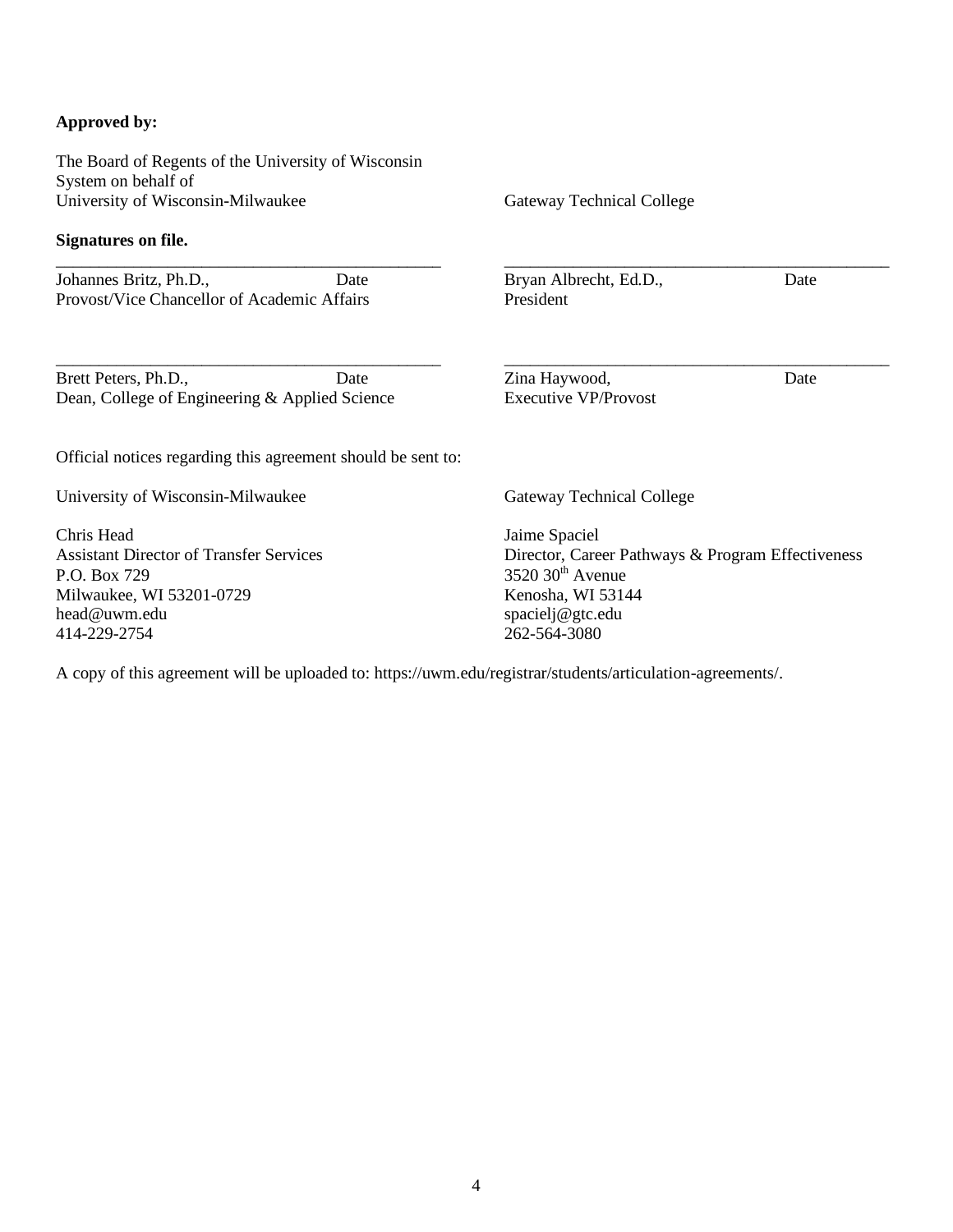**Approved by:**

The Board of Regents of the University of Wisconsin System on behalf of
University of Wisconsin-Milwaukee

Gateway Technical College

**Signatures on file.**

| University of Wisconsin-Milwaukee | Gateway Technical College |
| --- | --- |
| \_\_\_\_\_\_\_\_\_\_\_\_\_\_\_\_\_\_\_\_\_\_\_\_\_\_\_\_\_\_\_\_\_\_\_\_\_\_\_\_\_\_\_\_\_\_\_ | \_\_\_\_\_\_\_\_\_\_\_\_\_\_\_\_\_\_\_\_\_\_\_\_\_\_\_\_\_\_\_\_\_\_\_\_\_\_\_\_\_\_\_\_\_\_\_ |
| Johannes Britz, Ph.D., Date<br>Provost/Vice Chancellor of Academic Affairs | Bryan Albrecht, Ed.D., Date<br>President |
| \_\_\_\_\_\_\_\_\_\_\_\_\_\_\_\_\_\_\_\_\_\_\_\_\_\_\_\_\_\_\_\_\_\_\_\_\_\_\_\_\_\_\_\_\_\_\_ | \_\_\_\_\_\_\_\_\_\_\_\_\_\_\_\_\_\_\_\_\_\_\_\_\_\_\_\_\_\_\_\_\_\_\_\_\_\_\_\_\_\_\_\_\_\_\_ |
| Brett Peters, Ph.D., Date<br>Dean, College of Engineering & Applied Science | Zina Haywood, Date<br>Executive VP/Provost |

Official notices regarding this agreement should be sent to:

University of Wisconsin-Milwaukee

Chris Head
Assistant Director of Transfer Services
P.O. Box 729
Milwaukee, WI 53201-0729
head@uwm.edu
414-229-2754

Gateway Technical College

Jaime Spaciel
Director, Career Pathways & Program Effectiveness
3520 30th Avenue
Kenosha, WI 53144
spacielj@gtc.edu
262-564-3080

A copy of this agreement will be uploaded to: https://uwm.edu/registrar/students/articulation-agreements/.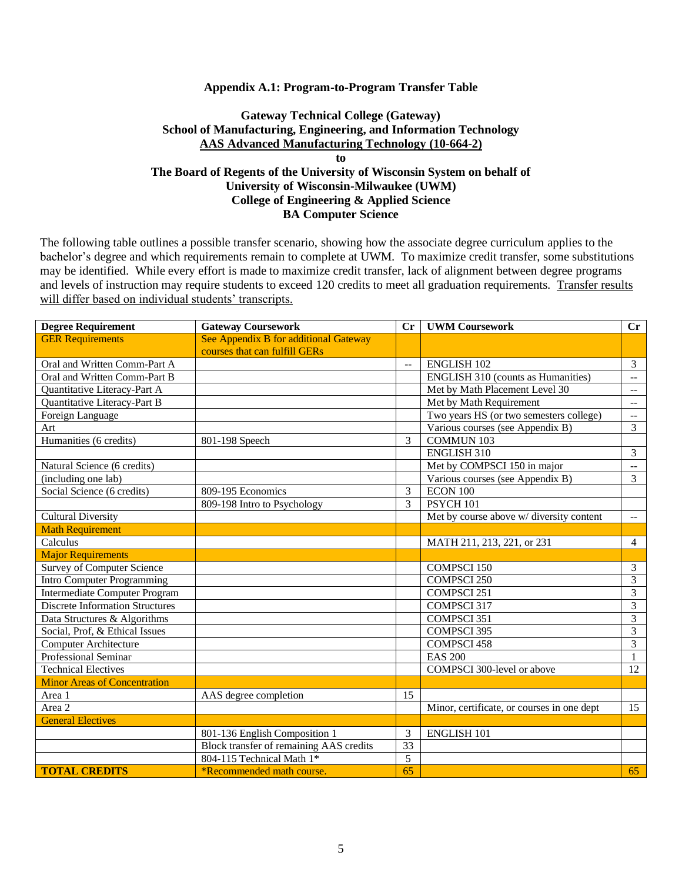**Appendix A.1: Program-to-Program Transfer Table**

**Gateway Technical College (Gateway)**
**School of Manufacturing, Engineering, and Information Technology**
**AAS Advanced Manufacturing Technology (10-664-2)**
**to**
**The Board of Regents of the University of Wisconsin System on behalf of**
**University of Wisconsin-Milwaukee (UWM)**
**College of Engineering & Applied Science**
**BA Computer Science**

The following table outlines a possible transfer scenario, showing how the associate degree curriculum applies to the bachelor's degree and which requirements remain to complete at UWM. To maximize credit transfer, some substitutions may be identified. While every effort is made to maximize credit transfer, lack of alignment between degree programs and levels of instruction may require students to exceed 120 credits to meet all graduation requirements. Transfer results will differ based on individual students' transcripts.

| Degree Requirement | Gateway Coursework | Cr | UWM Coursework | Cr |
|---|---|---|---|---|
| GER Requirements | See Appendix B for additional Gateway courses that can fulfill GERs | | | |
| Oral and Written Comm-Part A | | -- | ENGLISH 102 | 3 |
| Oral and Written Comm-Part B | | | ENGLISH 310 (counts as Humanities) | -- |
| Quantitative Literacy-Part A | | | Met by Math Placement Level 30 | -- |
| Quantitative Literacy-Part B | | | Met by Math Requirement | -- |
| Foreign Language | | | Two years HS (or two semesters college) | -- |
| Art | | | Various courses (see Appendix B) | 3 |
| Humanities (6 credits) | 801-198 Speech | 3 | COMMUN 103 | |
| | | | ENGLISH 310 | 3 |
| Natural Science (6 credits) | | | Met by COMPSCI 150 in major | -- |
| (including one lab) | | | Various courses (see Appendix B) | 3 |
| Social Science (6 credits) | 809-195 Economics | 3 | ECON 100 | |
| | 809-198 Intro to Psychology | 3 | PSYCH 101 | |
| Cultural Diversity | | | Met by course above w/ diversity content | -- |
| Math Requirement | | | | |
| Calculus | | | MATH 211, 213, 221, or 231 | 4 |
| Major Requirements | | | | |
| Survey of Computer Science | | | COMPSCI 150 | 3 |
| Intro Computer Programming | | | COMPSCI 250 | 3 |
| Intermediate Computer Program | | | COMPSCI 251 | 3 |
| Discrete Information Structures | | | COMPSCI 317 | 3 |
| Data Structures & Algorithms | | | COMPSCI 351 | 3 |
| Social, Prof, & Ethical Issues | | | COMPSCI 395 | 3 |
| Computer Architecture | | | COMPSCI 458 | 3 |
| Professional Seminar | | | EAS 200 | 1 |
| Technical Electives | | | COMPSCI 300-level or above | 12 |
| Minor Areas of Concentration | | | | |
| Area 1 | AAS degree completion | 15 | | |
| Area 2 | | | Minor, certificate, or courses in one dept | 15 |
| General Electives | | | | |
| | 801-136 English Composition 1 | 3 | ENGLISH 101 | |
| | Block transfer of remaining AAS credits | 33 | | |
| | 804-115 Technical Math 1* | 5 | | |
| **TOTAL CREDITS** | *Recommended math course. | 65 | | 65 |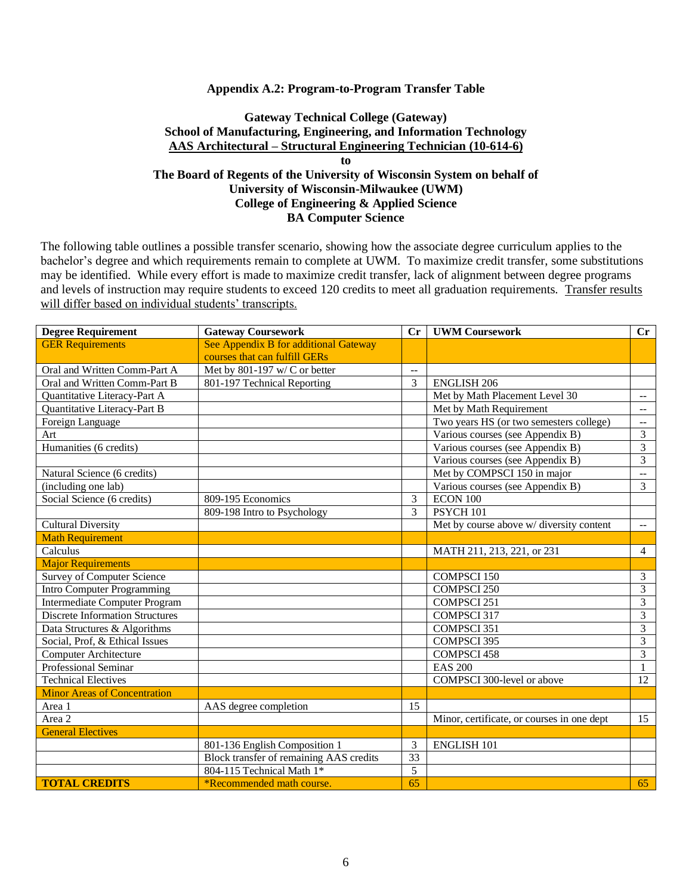**Appendix A.2: Program-to-Program Transfer Table**

**Gateway Technical College (Gateway)**
**School of Manufacturing, Engineering, and Information Technology**
**AAS Architectural – Structural Engineering Technician (10-614-6)**
**to**
**The Board of Regents of the University of Wisconsin System on behalf of**
**University of Wisconsin-Milwaukee (UWM)**
**College of Engineering & Applied Science**
**BA Computer Science**

The following table outlines a possible transfer scenario, showing how the associate degree curriculum applies to the bachelor's degree and which requirements remain to complete at UWM. To maximize credit transfer, some substitutions may be identified. While every effort is made to maximize credit transfer, lack of alignment between degree programs and levels of instruction may require students to exceed 120 credits to meet all graduation requirements. Transfer results will differ based on individual students' transcripts.

| Degree Requirement | Gateway Coursework | Cr | UWM Coursework | Cr |
|---|---|---|---|---|
| GER Requirements | See Appendix B for additional Gateway courses that can fulfill GERs | | | |
| Oral and Written Comm-Part A | Met by 801-197 w/ C or better | -- | | |
| Oral and Written Comm-Part B | 801-197 Technical Reporting | 3 | ENGLISH 206 | |
| Quantitative Literacy-Part A | | | Met by Math Placement Level 30 | -- |
| Quantitative Literacy-Part B | | | Met by Math Requirement | -- |
| Foreign Language | | | Two years HS (or two semesters college) | -- |
| Art | | | Various courses (see Appendix B) | 3 |
| Humanities (6 credits) | | | Various courses (see Appendix B) | 3 |
| | | | Various courses (see Appendix B) | 3 |
| Natural Science (6 credits) | | | Met by COMPSCI 150 in major | -- |
| (including one lab) | | | Various courses (see Appendix B) | 3 |
| Social Science (6 credits) | 809-195 Economics | 3 | ECON 100 | |
| | 809-198 Intro to Psychology | 3 | PSYCH 101 | |
| Cultural Diversity | | | Met by course above w/ diversity content | -- |
| Math Requirement | | | | |
| Calculus | | | MATH 211, 213, 221, or 231 | 4 |
| Major Requirements | | | | |
| Survey of Computer Science | | | COMPSCI 150 | 3 |
| Intro Computer Programming | | | COMPSCI 250 | 3 |
| Intermediate Computer Program | | | COMPSCI 251 | 3 |
| Discrete Information Structures | | | COMPSCI 317 | 3 |
| Data Structures & Algorithms | | | COMPSCI 351 | 3 |
| Social, Prof, & Ethical Issues | | | COMPSCI 395 | 3 |
| Computer Architecture | | | COMPSCI 458 | 3 |
| Professional Seminar | | | EAS 200 | 1 |
| Technical Electives | | | COMPSCI 300-level or above | 12 |
| Minor Areas of Concentration | | | | |
| Area 1 | AAS degree completion | 15 | | |
| Area 2 | | | Minor, certificate, or courses in one dept | 15 |
| General Electives | | | | |
| | 801-136 English Composition 1 | 3 | ENGLISH 101 | |
| | Block transfer of remaining AAS credits | 33 | | |
| | 804-115 Technical Math 1* | 5 | | |
| **TOTAL CREDITS** | *Recommended math course. | 65 | | 65 |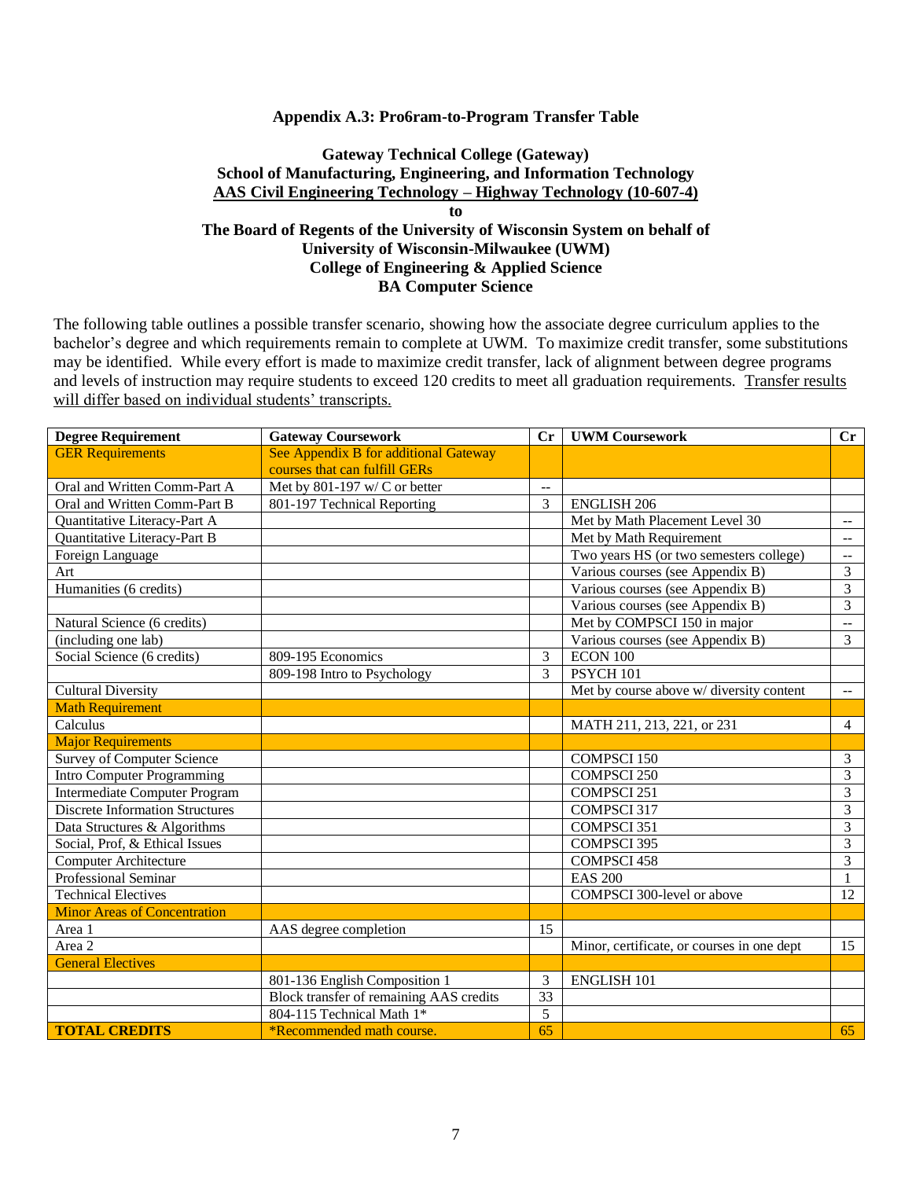**Appendix A.3: Pro6ram-to-Program Transfer Table**

**Gateway Technical College (Gateway)**
**School of Manufacturing, Engineering, and Information Technology**
**AAS Civil Engineering Technology – Highway Technology (10-607-4)**
**to**
**The Board of Regents of the University of Wisconsin System on behalf of**
**University of Wisconsin-Milwaukee (UWM)**
**College of Engineering & Applied Science**
**BA Computer Science**

The following table outlines a possible transfer scenario, showing how the associate degree curriculum applies to the bachelor's degree and which requirements remain to complete at UWM. To maximize credit transfer, some substitutions may be identified. While every effort is made to maximize credit transfer, lack of alignment between degree programs and levels of instruction may require students to exceed 120 credits to meet all graduation requirements. Transfer results will differ based on individual students' transcripts.

| Degree Requirement | Gateway Coursework | Cr | UWM Coursework | Cr |
|---|---|---|---|---|
| GER Requirements | See Appendix B for additional Gateway courses that can fulfill GERs | | | |
| Oral and Written Comm-Part A | Met by 801-197 w/ C or better | -- | | |
| Oral and Written Comm-Part B | 801-197 Technical Reporting | 3 | ENGLISH 206 | |
| Quantitative Literacy-Part A | | | Met by Math Placement Level 30 | -- |
| Quantitative Literacy-Part B | | | Met by Math Requirement | -- |
| Foreign Language | | | Two years HS (or two semesters college) | -- |
| Art | | | Various courses (see Appendix B) | 3 |
| Humanities (6 credits) | | | Various courses (see Appendix B) | 3 |
| | | | Various courses (see Appendix B) | 3 |
| Natural Science (6 credits) | | | Met by COMPSCI 150 in major | -- |
| (including one lab) | | | Various courses (see Appendix B) | 3 |
| Social Science (6 credits) | 809-195 Economics | 3 | ECON 100 | |
| | 809-198 Intro to Psychology | 3 | PSYCH 101 | |
| Cultural Diversity | | | Met by course above w/ diversity content | -- |
| Math Requirement | | | | |
| Calculus | | | MATH 211, 213, 221, or 231 | 4 |
| Major Requirements | | | | |
| Survey of Computer Science | | | COMPSCI 150 | 3 |
| Intro Computer Programming | | | COMPSCI 250 | 3 |
| Intermediate Computer Program | | | COMPSCI 251 | 3 |
| Discrete Information Structures | | | COMPSCI 317 | 3 |
| Data Structures & Algorithms | | | COMPSCI 351 | 3 |
| Social, Prof, & Ethical Issues | | | COMPSCI 395 | 3 |
| Computer Architecture | | | COMPSCI 458 | 3 |
| Professional Seminar | | | EAS 200 | 1 |
| Technical Electives | | | COMPSCI 300-level or above | 12 |
| Minor Areas of Concentration | | | | |
| Area 1 | AAS degree completion | 15 | | |
| Area 2 | | | Minor, certificate, or courses in one dept | 15 |
| General Electives | | | | |
| | 801-136 English Composition 1 | 3 | ENGLISH 101 | |
| | Block transfer of remaining AAS credits | 33 | | |
| | 804-115 Technical Math 1* | 5 | | |
| **TOTAL CREDITS** | *Recommended math course. | 65 | | 65 |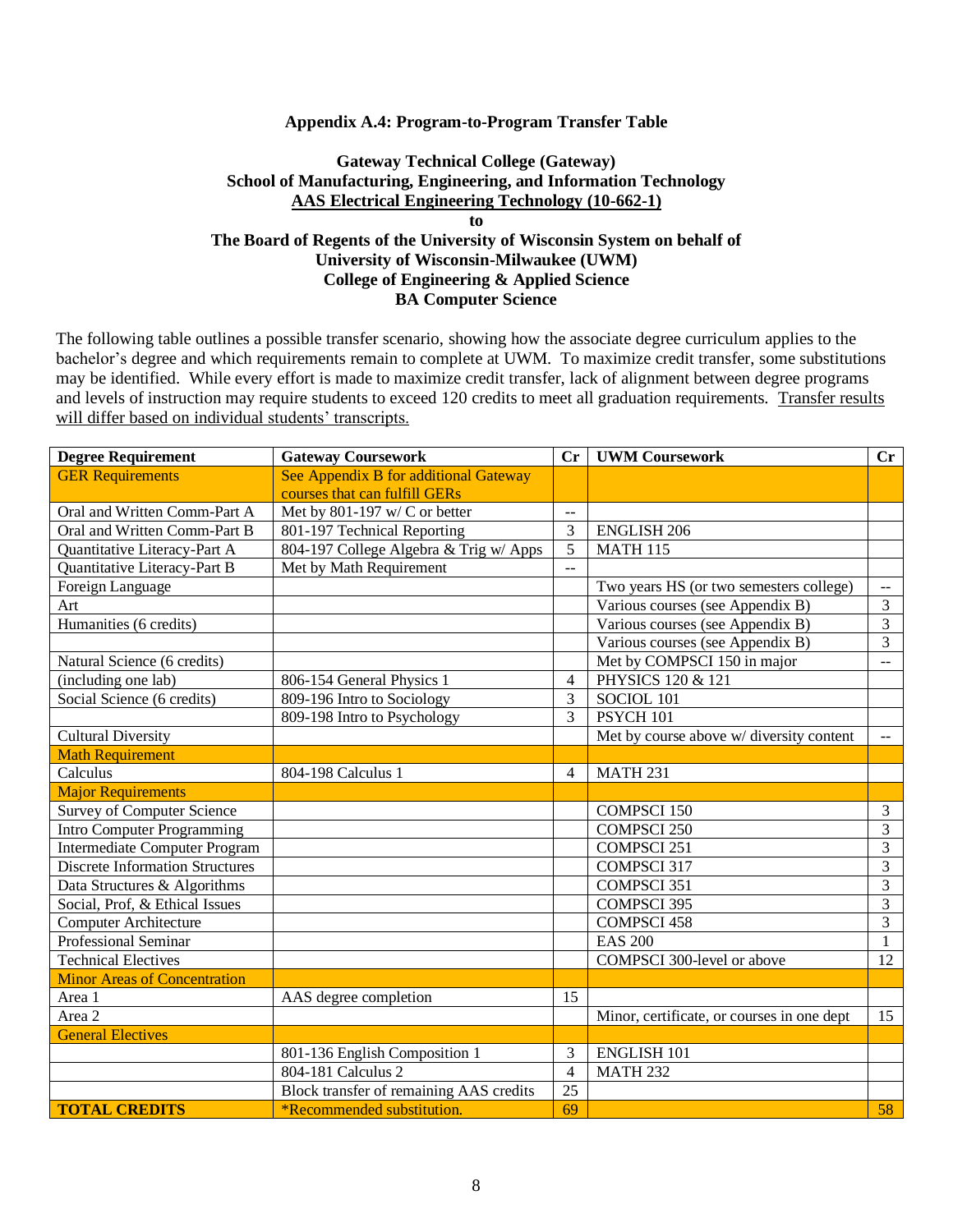**Appendix A.4: Program-to-Program Transfer Table**

**Gateway Technical College (Gateway)**
**School of Manufacturing, Engineering, and Information Technology**
**AAS Electrical Engineering Technology (10-662-1)**
**to**
**The Board of Regents of the University of Wisconsin System on behalf of**
**University of Wisconsin-Milwaukee (UWM)**
**College of Engineering & Applied Science**
**BA Computer Science**

The following table outlines a possible transfer scenario, showing how the associate degree curriculum applies to the bachelor's degree and which requirements remain to complete at UWM. To maximize credit transfer, some substitutions may be identified. While every effort is made to maximize credit transfer, lack of alignment between degree programs and levels of instruction may require students to exceed 120 credits to meet all graduation requirements. Transfer results will differ based on individual students' transcripts.

| Degree Requirement | Gateway Coursework | Cr | UWM Coursework | Cr |
|---|---|---|---|---|
| GER Requirements | See Appendix B for additional Gateway courses that can fulfill GERs | | | |
| Oral and Written Comm-Part A | Met by 801-197 w/ C or better | -- | | |
| Oral and Written Comm-Part B | 801-197 Technical Reporting | 3 | ENGLISH 206 | |
| Quantitative Literacy-Part A | 804-197 College Algebra & Trig w/ Apps | 5 | MATH 115 | |
| Quantitative Literacy-Part B | Met by Math Requirement | -- | | |
| Foreign Language | | | Two years HS (or two semesters college) | -- |
| Art | | | Various courses (see Appendix B) | 3 |
| Humanities (6 credits) | | | Various courses (see Appendix B) | 3 |
| | | | Various courses (see Appendix B) | 3 |
| Natural Science (6 credits) | | | Met by COMPSCI 150 in major | -- |
| (including one lab) | 806-154 General Physics 1 | 4 | PHYSICS 120 & 121 | |
| Social Science (6 credits) | 809-196 Intro to Sociology | 3 | SOCIOL 101 | |
| | 809-198 Intro to Psychology | 3 | PSYCH 101 | |
| Cultural Diversity | | | Met by course above w/ diversity content | -- |
| Math Requirement | | | | |
| Calculus | 804-198 Calculus 1 | 4 | MATH 231 | |
| Major Requirements | | | | |
| Survey of Computer Science | | | COMPSCI 150 | 3 |
| Intro Computer Programming | | | COMPSCI 250 | 3 |
| Intermediate Computer Program | | | COMPSCI 251 | 3 |
| Discrete Information Structures | | | COMPSCI 317 | 3 |
| Data Structures & Algorithms | | | COMPSCI 351 | 3 |
| Social, Prof, & Ethical Issues | | | COMPSCI 395 | 3 |
| Computer Architecture | | | COMPSCI 458 | 3 |
| Professional Seminar | | | EAS 200 | 1 |
| Technical Electives | | | COMPSCI 300-level or above | 12 |
| Minor Areas of Concentration | | | | |
| Area 1 | AAS degree completion | 15 | | |
| Area 2 | | | Minor, certificate, or courses in one dept | 15 |
| General Electives | | | | |
| | 801-136 English Composition 1 | 3 | ENGLISH 101 | |
| | 804-181 Calculus 2 | 4 | MATH 232 | |
| | Block transfer of remaining AAS credits | 25 | | |
| **TOTAL CREDITS** | *Recommended substitution. | 69 | | 58 |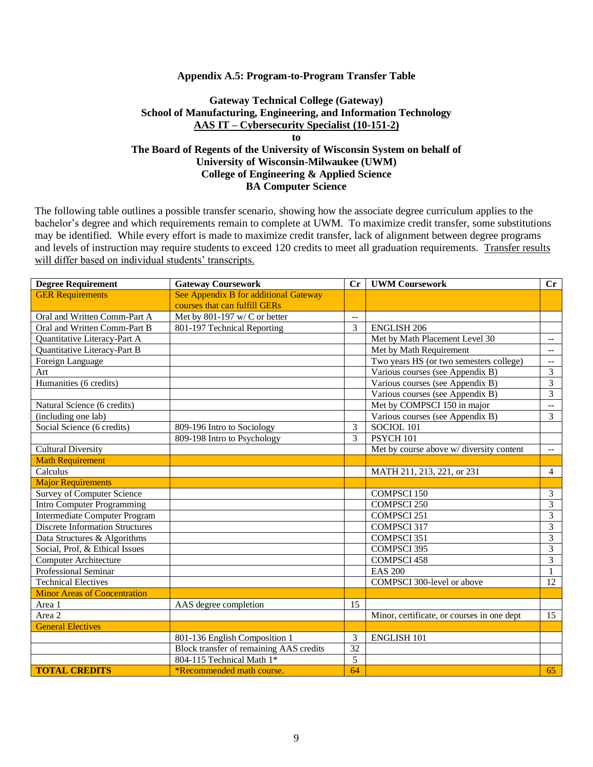## Appendix A.5: Program-to-Program Transfer Table

**Gateway Technical College (Gateway)**
**School of Manufacturing, Engineering, and Information Technology**
**<u>AAS IT – Cybersecurity Specialist (10-151-2)</u>**
**to**
**The Board of Regents of the University of Wisconsin System on behalf of**
**University of Wisconsin-Milwaukee (UWM)**
**College of Engineering & Applied Science**
**BA Computer Science**

The following table outlines a possible transfer scenario, showing how the associate degree curriculum applies to the bachelor's degree and which requirements remain to complete at UWM. To maximize credit transfer, some substitutions may be identified. While every effort is made to maximize credit transfer, lack of alignment between degree programs and levels of instruction may require students to exceed 120 credits to meet all graduation requirements. <u>Transfer results will differ based on individual students' transcripts.</u>

| Degree Requirement | Gateway Coursework | Cr | UWM Coursework | Cr |
|---|---|---|---|---|
| GER Requirements | See Appendix B for additional Gateway courses that can fulfill GERs | | | |
| Oral and Written Comm-Part A | Met by 801-197 w/ C or better | -- | | |
| Oral and Written Comm-Part B | 801-197 Technical Reporting | 3 | ENGLISH 206 | |
| Quantitative Literacy-Part A | | | Met by Math Placement Level 30 | -- |
| Quantitative Literacy-Part B | | | Met by Math Requirement | -- |
| Foreign Language | | | Two years HS (or two semesters college) | -- |
| Art | | | Various courses (see Appendix B) | 3 |
| Humanities (6 credits) | | | Various courses (see Appendix B) | 3 |
| | | | Various courses (see Appendix B) | 3 |
| Natural Science (6 credits) | | | Met by COMPSCI 150 in major | -- |
| (including one lab) | | | Various courses (see Appendix B) | 3 |
| Social Science (6 credits) | 809-196 Intro to Sociology | 3 | SOCIOL 101 | |
| | 809-198 Intro to Psychology | 3 | PSYCH 101 | |
| Cultural Diversity | | | Met by course above w/ diversity content | -- |
| Math Requirement | | | | |
| Calculus | | | MATH 211, 213, 221, or 231 | 4 |
| Major Requirements | | | | |
| Survey of Computer Science | | | COMPSCI 150 | 3 |
| Intro Computer Programming | | | COMPSCI 250 | 3 |
| Intermediate Computer Program | | | COMPSCI 251 | 3 |
| Discrete Information Structures | | | COMPSCI 317 | 3 |
| Data Structures & Algorithms | | | COMPSCI 351 | 3 |
| Social, Prof, & Ethical Issues | | | COMPSCI 395 | 3 |
| Computer Architecture | | | COMPSCI 458 | 3 |
| Professional Seminar | | | EAS 200 | 1 |
| Technical Electives | | | COMPSCI 300-level or above | 12 |
| Minor Areas of Concentration | | | | |
| Area 1 | AAS degree completion | 15 | | |
| Area 2 | | | Minor, certificate, or courses in one dept | 15 |
| General Electives | | | | |
| | 801-136 English Composition 1 | 3 | ENGLISH 101 | |
| | Block transfer of remaining AAS credits | 32 | | |
| | 804-115 Technical Math 1* | 5 | | |
| **TOTAL CREDITS** | *Recommended math course. | 64 | | 65 |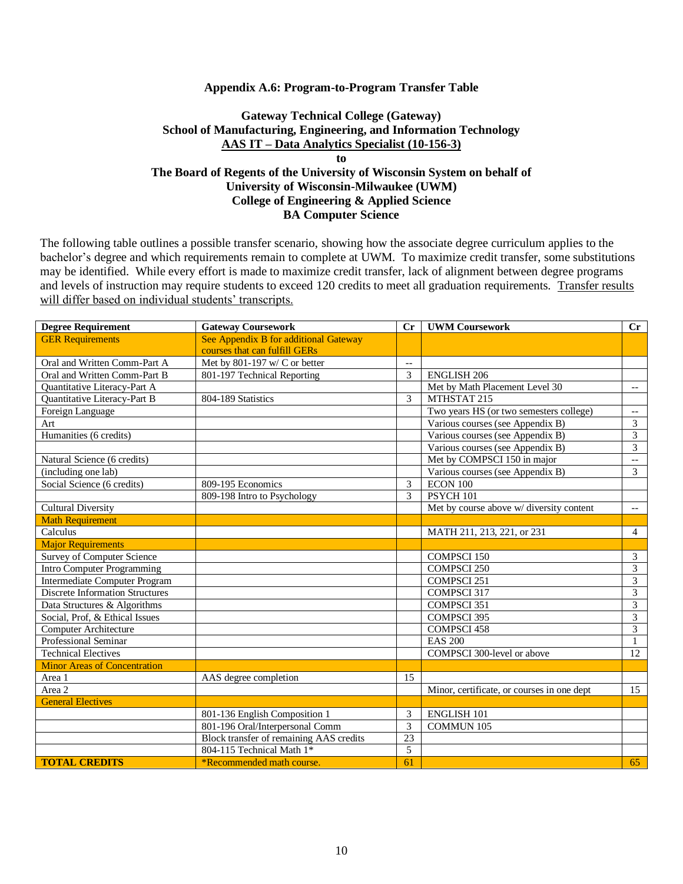**Appendix A.6: Program-to-Program Transfer Table**

**Gateway Technical College (Gateway)**
**School of Manufacturing, Engineering, and Information Technology**
**AAS IT – Data Analytics Specialist (10-156-3)**
**to**
**The Board of Regents of the University of Wisconsin System on behalf of**
**University of Wisconsin-Milwaukee (UWM)**
**College of Engineering & Applied Science**
**BA Computer Science**

The following table outlines a possible transfer scenario, showing how the associate degree curriculum applies to the bachelor's degree and which requirements remain to complete at UWM. To maximize credit transfer, some substitutions may be identified. While every effort is made to maximize credit transfer, lack of alignment between degree programs and levels of instruction may require students to exceed 120 credits to meet all graduation requirements. Transfer results will differ based on individual students' transcripts.

| Degree Requirement | Gateway Coursework | Cr | UWM Coursework | Cr |
|---|---|---|---|---|
| GER Requirements | See Appendix B for additional Gateway courses that can fulfill GERs | | | |
| Oral and Written Comm-Part A | Met by 801-197 w/ C or better | -- | | |
| Oral and Written Comm-Part B | 801-197 Technical Reporting | 3 | ENGLISH 206 | |
| Quantitative Literacy-Part A | | | Met by Math Placement Level 30 | -- |
| Quantitative Literacy-Part B | 804-189 Statistics | 3 | MTHSTAT 215 | |
| Foreign Language | | | Two years HS (or two semesters college) | -- |
| Art | | | Various courses (see Appendix B) | 3 |
| Humanities (6 credits) | | | Various courses (see Appendix B) | 3 |
| | | | Various courses (see Appendix B) | 3 |
| Natural Science (6 credits) | | | Met by COMPSCI 150 in major | -- |
| (including one lab) | | | Various courses (see Appendix B) | 3 |
| Social Science (6 credits) | 809-195 Economics | 3 | ECON 100 | |
| | 809-198 Intro to Psychology | 3 | PSYCH 101 | |
| Cultural Diversity | | | Met by course above w/ diversity content | -- |
| Math Requirement | | | | |
| Calculus | | | MATH 211, 213, 221, or 231 | 4 |
| Major Requirements | | | | |
| Survey of Computer Science | | | COMPSCI 150 | 3 |
| Intro Computer Programming | | | COMPSCI 250 | 3 |
| Intermediate Computer Program | | | COMPSCI 251 | 3 |
| Discrete Information Structures | | | COMPSCI 317 | 3 |
| Data Structures & Algorithms | | | COMPSCI 351 | 3 |
| Social, Prof, & Ethical Issues | | | COMPSCI 395 | 3 |
| Computer Architecture | | | COMPSCI 458 | 3 |
| Professional Seminar | | | EAS 200 | 1 |
| Technical Electives | | | COMPSCI 300-level or above | 12 |
| Minor Areas of Concentration | | | | |
| Area 1 | AAS degree completion | 15 | | |
| Area 2 | | | Minor, certificate, or courses in one dept | 15 |
| General Electives | | | | |
| | 801-136 English Composition 1 | 3 | ENGLISH 101 | |
| | 801-196 Oral/Interpersonal Comm | 3 | COMMUN 105 | |
| | Block transfer of remaining AAS credits | 23 | | |
| | 804-115 Technical Math 1* | 5 | | |
| **TOTAL CREDITS** | *Recommended math course. | 61 | | 65 |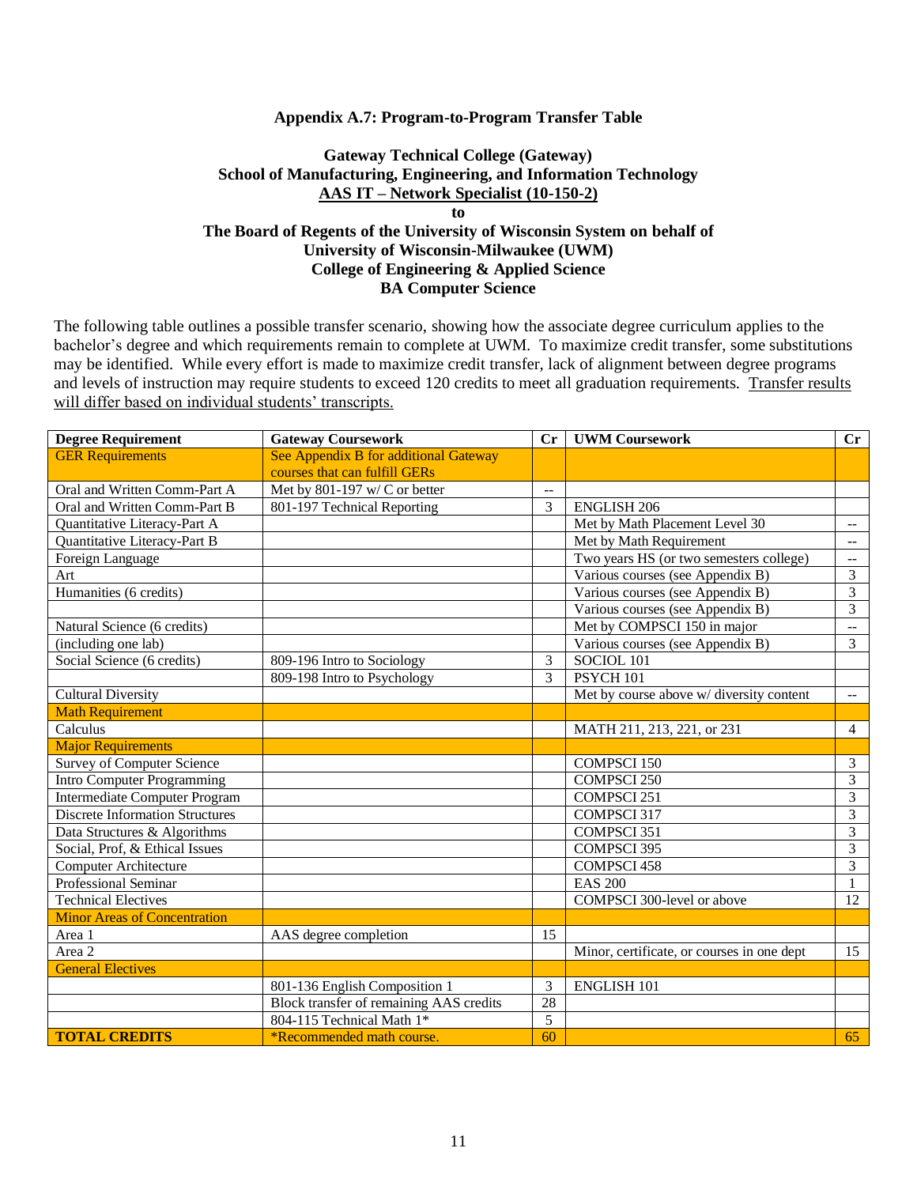**Appendix A.7: Program-to-Program Transfer Table**

**Gateway Technical College (Gateway)**
**School of Manufacturing, Engineering, and Information Technology**
**AAS IT – Network Specialist (10-150-2)**
**to**
**The Board of Regents of the University of Wisconsin System on behalf of**
**University of Wisconsin-Milwaukee (UWM)**
**College of Engineering & Applied Science**
**BA Computer Science**

The following table outlines a possible transfer scenario, showing how the associate degree curriculum applies to the bachelor's degree and which requirements remain to complete at UWM. To maximize credit transfer, some substitutions may be identified. While every effort is made to maximize credit transfer, lack of alignment between degree programs and levels of instruction may require students to exceed 120 credits to meet all graduation requirements. Transfer results will differ based on individual students' transcripts.

| Degree Requirement | Gateway Coursework | Cr | UWM Coursework | Cr |
|---|---|---|---|---|
| GER Requirements | See Appendix B for additional Gateway courses that can fulfill GERs | | | |
| Oral and Written Comm-Part A | Met by 801-197 w/ C or better | -- | | |
| Oral and Written Comm-Part B | 801-197 Technical Reporting | 3 | ENGLISH 206 | |
| Quantitative Literacy-Part A | | | Met by Math Placement Level 30 | -- |
| Quantitative Literacy-Part B | | | Met by Math Requirement | -- |
| Foreign Language | | | Two years HS (or two semesters college) | -- |
| Art | | | Various courses (see Appendix B) | 3 |
| Humanities (6 credits) | | | Various courses (see Appendix B) | 3 |
| | | | Various courses (see Appendix B) | 3 |
| Natural Science (6 credits) | | | Met by COMPSCI 150 in major | -- |
| (including one lab) | | | Various courses (see Appendix B) | 3 |
| Social Science (6 credits) | 809-196 Intro to Sociology | 3 | SOCIOL 101 | |
| | 809-198 Intro to Psychology | 3 | PSYCH 101 | |
| Cultural Diversity | | | Met by course above w/ diversity content | -- |
| Math Requirement | | | | |
| Calculus | | | MATH 211, 213, 221, or 231 | 4 |
| Major Requirements | | | | |
| Survey of Computer Science | | | COMPSCI 150 | 3 |
| Intro Computer Programming | | | COMPSCI 250 | 3 |
| Intermediate Computer Program | | | COMPSCI 251 | 3 |
| Discrete Information Structures | | | COMPSCI 317 | 3 |
| Data Structures & Algorithms | | | COMPSCI 351 | 3 |
| Social, Prof, & Ethical Issues | | | COMPSCI 395 | 3 |
| Computer Architecture | | | COMPSCI 458 | 3 |
| Professional Seminar | | | EAS 200 | 1 |
| Technical Electives | | | COMPSCI 300-level or above | 12 |
| Minor Areas of Concentration | | | | |
| Area 1 | AAS degree completion | 15 | | |
| Area 2 | | | Minor, certificate, or courses in one dept | 15 |
| General Electives | | | | |
| | 801-136 English Composition 1 | 3 | ENGLISH 101 | |
| | Block transfer of remaining AAS credits | 28 | | |
| | 804-115 Technical Math 1* | 5 | | |
| **TOTAL CREDITS** | *Recommended math course. | 60 | | 65 |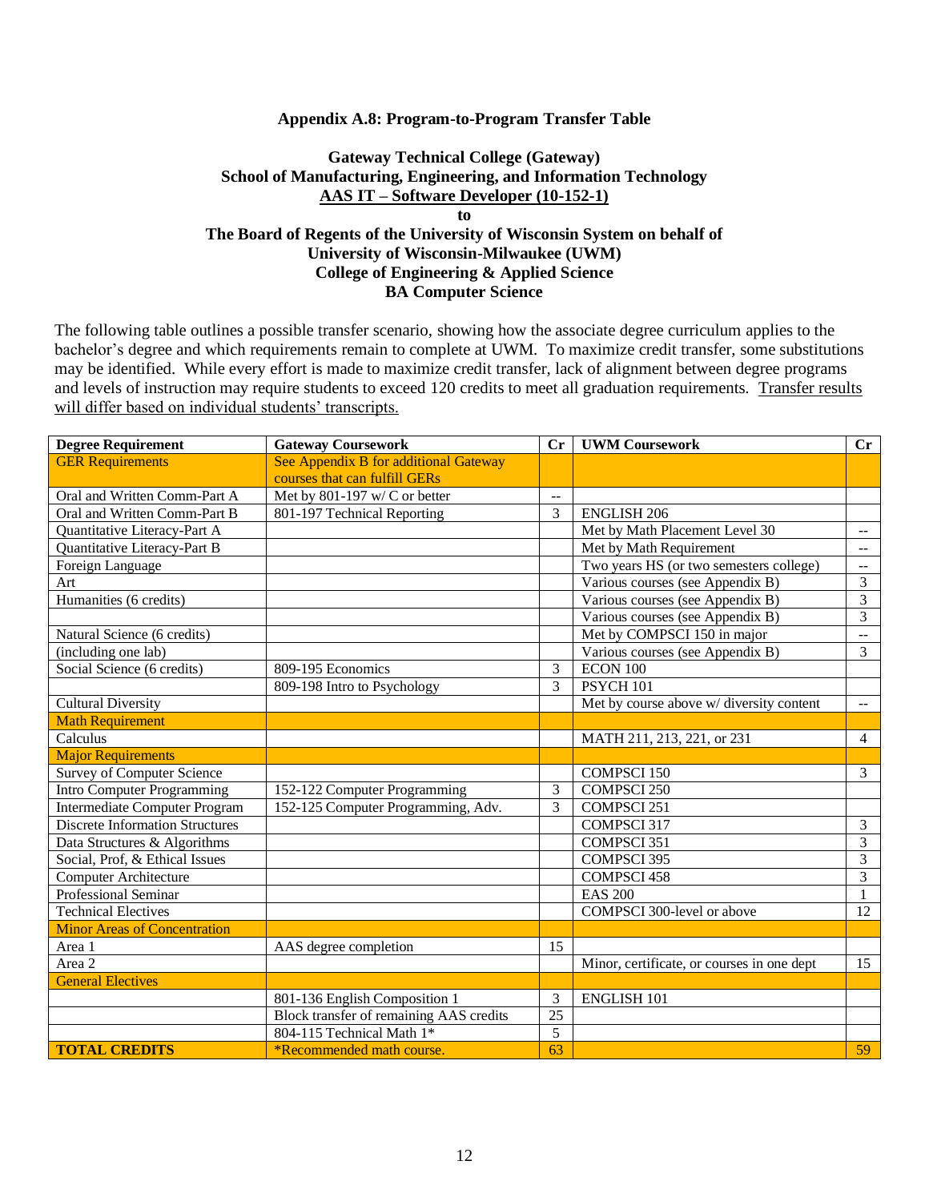**Appendix A.8: Program-to-Program Transfer Table**

**Gateway Technical College (Gateway)**
**School of Manufacturing, Engineering, and Information Technology**
**AAS IT – Software Developer (10-152-1)**
**to**
**The Board of Regents of the University of Wisconsin System on behalf of**
**University of Wisconsin-Milwaukee (UWM)**
**College of Engineering & Applied Science**
**BA Computer Science**

The following table outlines a possible transfer scenario, showing how the associate degree curriculum applies to the bachelor's degree and which requirements remain to complete at UWM. To maximize credit transfer, some substitutions may be identified. While every effort is made to maximize credit transfer, lack of alignment between degree programs and levels of instruction may require students to exceed 120 credits to meet all graduation requirements. Transfer results will differ based on individual students' transcripts.

| Degree Requirement | Gateway Coursework | Cr | UWM Coursework | Cr |
|---|---|---|---|---|
| GER Requirements | See Appendix B for additional Gateway courses that can fulfill GERs | | | |
| Oral and Written Comm-Part A | Met by 801-197 w/ C or better | -- | | |
| Oral and Written Comm-Part B | 801-197 Technical Reporting | 3 | ENGLISH 206 | |
| Quantitative Literacy-Part A | | | Met by Math Placement Level 30 | -- |
| Quantitative Literacy-Part B | | | Met by Math Requirement | -- |
| Foreign Language | | | Two years HS (or two semesters college) | -- |
| Art | | | Various courses (see Appendix B) | 3 |
| Humanities (6 credits) | | | Various courses (see Appendix B) | 3 |
| | | | Various courses (see Appendix B) | 3 |
| Natural Science (6 credits) | | | Met by COMPSCI 150 in major | -- |
| (including one lab) | | | Various courses (see Appendix B) | 3 |
| Social Science (6 credits) | 809-195 Economics | 3 | ECON 100 | |
| | 809-198 Intro to Psychology | 3 | PSYCH 101 | |
| Cultural Diversity | | | Met by course above w/ diversity content | -- |
| Math Requirement | | | | |
| Calculus | | | MATH 211, 213, 221, or 231 | 4 |
| Major Requirements | | | | |
| Survey of Computer Science | | | COMPSCI 150 | 3 |
| Intro Computer Programming | 152-122 Computer Programming | 3 | COMPSCI 250 | |
| Intermediate Computer Program | 152-125 Computer Programming, Adv. | 3 | COMPSCI 251 | |
| Discrete Information Structures | | | COMPSCI 317 | 3 |
| Data Structures & Algorithms | | | COMPSCI 351 | 3 |
| Social, Prof, & Ethical Issues | | | COMPSCI 395 | 3 |
| Computer Architecture | | | COMPSCI 458 | 3 |
| Professional Seminar | | | EAS 200 | 1 |
| Technical Electives | | | COMPSCI 300-level or above | 12 |
| Minor Areas of Concentration | | | | |
| Area 1 | AAS degree completion | 15 | | |
| Area 2 | | | Minor, certificate, or courses in one dept | 15 |
| General Electives | | | | |
| | 801-136 English Composition 1 | 3 | ENGLISH 101 | |
| | Block transfer of remaining AAS credits | 25 | | |
| | 804-115 Technical Math 1* | 5 | | |
| **TOTAL CREDITS** | *Recommended math course. | 63 | | 59 |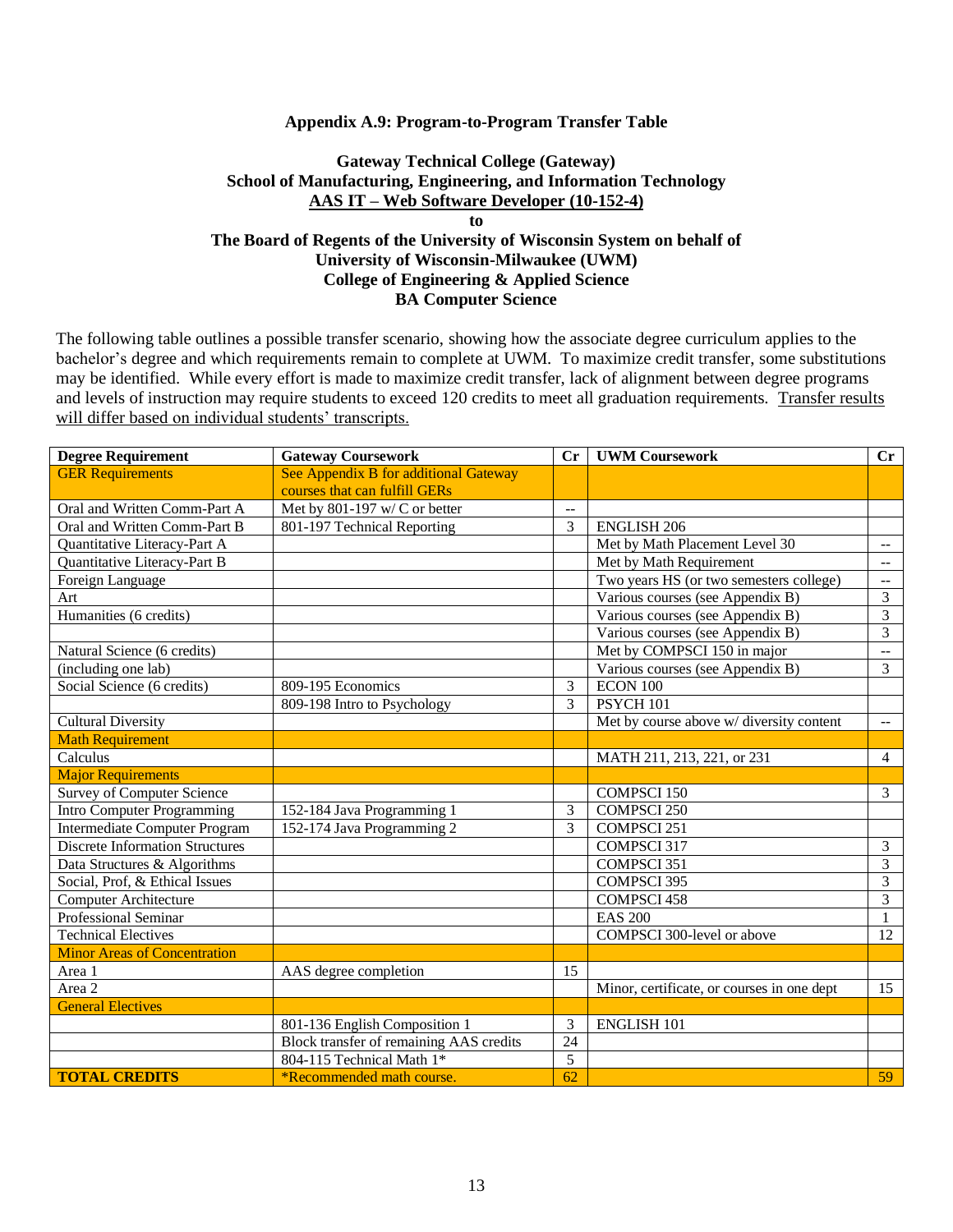**Appendix A.9: Program-to-Program Transfer Table**

**Gateway Technical College (Gateway)**
**School of Manufacturing, Engineering, and Information Technology**
**AAS IT – Web Software Developer (10-152-4)**
**to**
**The Board of Regents of the University of Wisconsin System on behalf of**
**University of Wisconsin-Milwaukee (UWM)**
**College of Engineering & Applied Science**
**BA Computer Science**

The following table outlines a possible transfer scenario, showing how the associate degree curriculum applies to the bachelor's degree and which requirements remain to complete at UWM. To maximize credit transfer, some substitutions may be identified. While every effort is made to maximize credit transfer, lack of alignment between degree programs and levels of instruction may require students to exceed 120 credits to meet all graduation requirements. Transfer results will differ based on individual students' transcripts.

| Degree Requirement | Gateway Coursework | Cr | UWM Coursework | Cr |
|---|---|---|---|---|
| GER Requirements | See Appendix B for additional Gateway courses that can fulfill GERs | | | |
| Oral and Written Comm-Part A | Met by 801-197 w/ C or better | -- | | |
| Oral and Written Comm-Part B | 801-197 Technical Reporting | 3 | ENGLISH 206 | |
| Quantitative Literacy-Part A | | | Met by Math Placement Level 30 | -- |
| Quantitative Literacy-Part B | | | Met by Math Requirement | -- |
| Foreign Language | | | Two years HS (or two semesters college) | -- |
| Art | | | Various courses (see Appendix B) | 3 |
| Humanities (6 credits) | | | Various courses (see Appendix B) | 3 |
| | | | Various courses (see Appendix B) | 3 |
| Natural Science (6 credits) | | | Met by COMPSCI 150 in major | -- |
| (including one lab) | | | Various courses (see Appendix B) | 3 |
| Social Science (6 credits) | 809-195 Economics | 3 | ECON 100 | |
| | 809-198 Intro to Psychology | 3 | PSYCH 101 | |
| Cultural Diversity | | | Met by course above w/ diversity content | -- |
| Math Requirement | | | | |
| Calculus | | | MATH 211, 213, 221, or 231 | 4 |
| Major Requirements | | | | |
| Survey of Computer Science | | | COMPSCI 150 | 3 |
| Intro Computer Programming | 152-184 Java Programming 1 | 3 | COMPSCI 250 | |
| Intermediate Computer Program | 152-174 Java Programming 2 | 3 | COMPSCI 251 | |
| Discrete Information Structures | | | COMPSCI 317 | 3 |
| Data Structures & Algorithms | | | COMPSCI 351 | 3 |
| Social, Prof, & Ethical Issues | | | COMPSCI 395 | 3 |
| Computer Architecture | | | COMPSCI 458 | 3 |
| Professional Seminar | | | EAS 200 | 1 |
| Technical Electives | | | COMPSCI 300-level or above | 12 |
| Minor Areas of Concentration | | | | |
| Area 1 | AAS degree completion | 15 | | |
| Area 2 | | | Minor, certificate, or courses in one dept | 15 |
| General Electives | | | | |
| | 801-136 English Composition 1 | 3 | ENGLISH 101 | |
| | Block transfer of remaining AAS credits | 24 | | |
| | 804-115 Technical Math 1* | 5 | | |
| **TOTAL CREDITS** | *Recommended math course. | 62 | | 59 |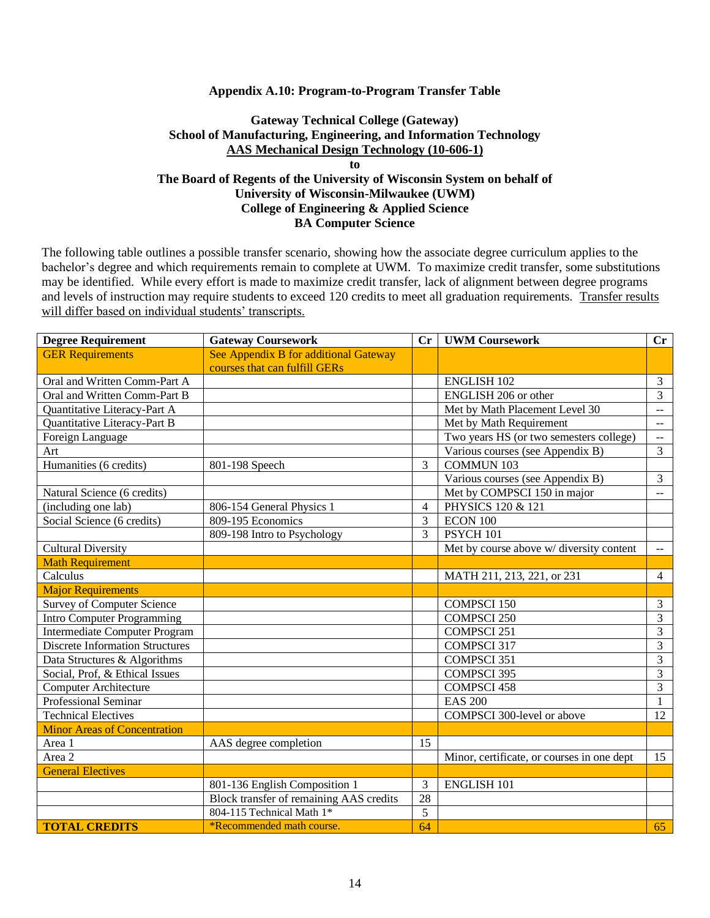**Appendix A.10: Program-to-Program Transfer Table**

**Gateway Technical College (Gateway)**
**School of Manufacturing, Engineering, and Information Technology**
**AAS Mechanical Design Technology (10-606-1)**
**to**
**The Board of Regents of the University of Wisconsin System on behalf of**
**University of Wisconsin-Milwaukee (UWM)**
**College of Engineering & Applied Science**
**BA Computer Science**

The following table outlines a possible transfer scenario, showing how the associate degree curriculum applies to the bachelor's degree and which requirements remain to complete at UWM. To maximize credit transfer, some substitutions may be identified. While every effort is made to maximize credit transfer, lack of alignment between degree programs and levels of instruction may require students to exceed 120 credits to meet all graduation requirements. Transfer results will differ based on individual students' transcripts.

| Degree Requirement | Gateway Coursework | Cr | UWM Coursework | Cr |
|---|---|---|---|---|
| GER Requirements | See Appendix B for additional Gateway courses that can fulfill GERs | | | |
| Oral and Written Comm-Part A | | | ENGLISH 102 | 3 |
| Oral and Written Comm-Part B | | | ENGLISH 206 or other | 3 |
| Quantitative Literacy-Part A | | | Met by Math Placement Level 30 | -- |
| Quantitative Literacy-Part B | | | Met by Math Requirement | -- |
| Foreign Language | | | Two years HS (or two semesters college) | -- |
| Art | | | Various courses (see Appendix B) | 3 |
| Humanities (6 credits) | 801-198 Speech | 3 | COMMUN 103 | |
| | | | Various courses (see Appendix B) | 3 |
| Natural Science (6 credits) | | | Met by COMPSCI 150 in major | -- |
| (including one lab) | 806-154 General Physics 1 | 4 | PHYSICS 120 & 121 | |
| Social Science (6 credits) | 809-195 Economics | 3 | ECON 100 | |
| | 809-198 Intro to Psychology | 3 | PSYCH 101 | |
| Cultural Diversity | | | Met by course above w/ diversity content | -- |
| Math Requirement | | | | |
| Calculus | | | MATH 211, 213, 221, or 231 | 4 |
| Major Requirements | | | | |
| Survey of Computer Science | | | COMPSCI 150 | 3 |
| Intro Computer Programming | | | COMPSCI 250 | 3 |
| Intermediate Computer Program | | | COMPSCI 251 | 3 |
| Discrete Information Structures | | | COMPSCI 317 | 3 |
| Data Structures & Algorithms | | | COMPSCI 351 | 3 |
| Social, Prof, & Ethical Issues | | | COMPSCI 395 | 3 |
| Computer Architecture | | | COMPSCI 458 | 3 |
| Professional Seminar | | | EAS 200 | 1 |
| Technical Electives | | | COMPSCI 300-level or above | 12 |
| Minor Areas of Concentration | | | | |
| Area 1 | AAS degree completion | 15 | | |
| Area 2 | | | Minor, certificate, or courses in one dept | 15 |
| General Electives | | | | |
| | 801-136 English Composition 1 | 3 | ENGLISH 101 | |
| | Block transfer of remaining AAS credits | 28 | | |
| | 804-115 Technical Math 1* | 5 | | |
| **TOTAL CREDITS** | *Recommended math course. | 64 | | 65 |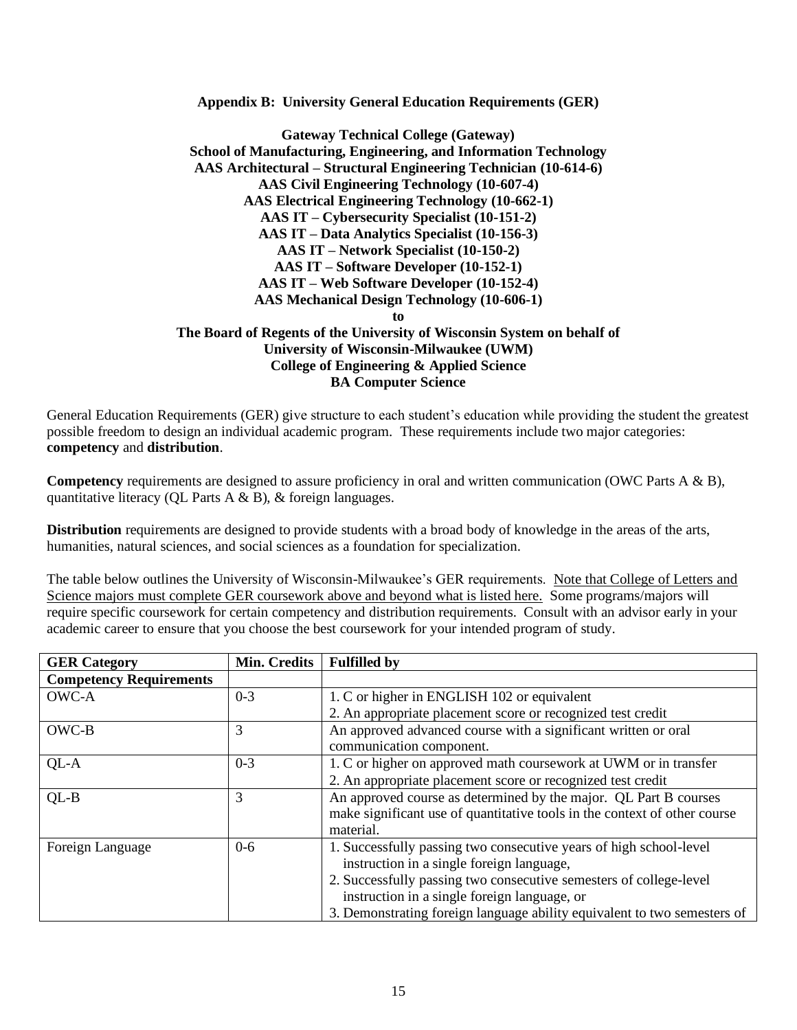**Appendix B: University General Education Requirements (GER)**

**Gateway Technical College (Gateway)**
**School of Manufacturing, Engineering, and Information Technology**
**AAS Architectural – Structural Engineering Technician (10-614-6)**
**AAS Civil Engineering Technology (10-607-4)**
**AAS Electrical Engineering Technology (10-662-1)**
**AAS IT – Cybersecurity Specialist (10-151-2)**
**AAS IT – Data Analytics Specialist (10-156-3)**
**AAS IT – Network Specialist (10-150-2)**
**AAS IT – Software Developer (10-152-1)**
**AAS IT – Web Software Developer (10-152-4)**
**AAS Mechanical Design Technology (10-606-1)**
**to**
**The Board of Regents of the University of Wisconsin System on behalf of**
**University of Wisconsin-Milwaukee (UWM)**
**College of Engineering & Applied Science**
**BA Computer Science**

General Education Requirements (GER) give structure to each student's education while providing the student the greatest possible freedom to design an individual academic program. These requirements include two major categories: **competency** and **distribution**.

**Competency** requirements are designed to assure proficiency in oral and written communication (OWC Parts A & B), quantitative literacy (QL Parts A & B), & foreign languages.

**Distribution** requirements are designed to provide students with a broad body of knowledge in the areas of the arts, humanities, natural sciences, and social sciences as a foundation for specialization.

The table below outlines the University of Wisconsin-Milwaukee's GER requirements. Note that College of Letters and Science majors must complete GER coursework above and beyond what is listed here. Some programs/majors will require specific coursework for certain competency and distribution requirements. Consult with an advisor early in your academic career to ensure that you choose the best coursework for your intended program of study.

| GER Category | Min. Credits | Fulfilled by |
|---|---|---|
| **Competency Requirements** | | |
| OWC-A | 0-3 | 1. C or higher in ENGLISH 102 or equivalent<br>2. An appropriate placement score or recognized test credit |
| OWC-B | 3 | An approved advanced course with a significant written or oral communication component. |
| QL-A | 0-3 | 1. C or higher on approved math coursework at UWM or in transfer<br>2. An appropriate placement score or recognized test credit |
| QL-B | 3 | An approved course as determined by the major. QL Part B courses make significant use of quantitative tools in the context of other course material. |
| Foreign Language | 0-6 | 1. Successfully passing two consecutive years of high school-level instruction in a single foreign language,<br>2. Successfully passing two consecutive semesters of college-level instruction in a single foreign language, or<br>3. Demonstrating foreign language ability equivalent to two semesters of |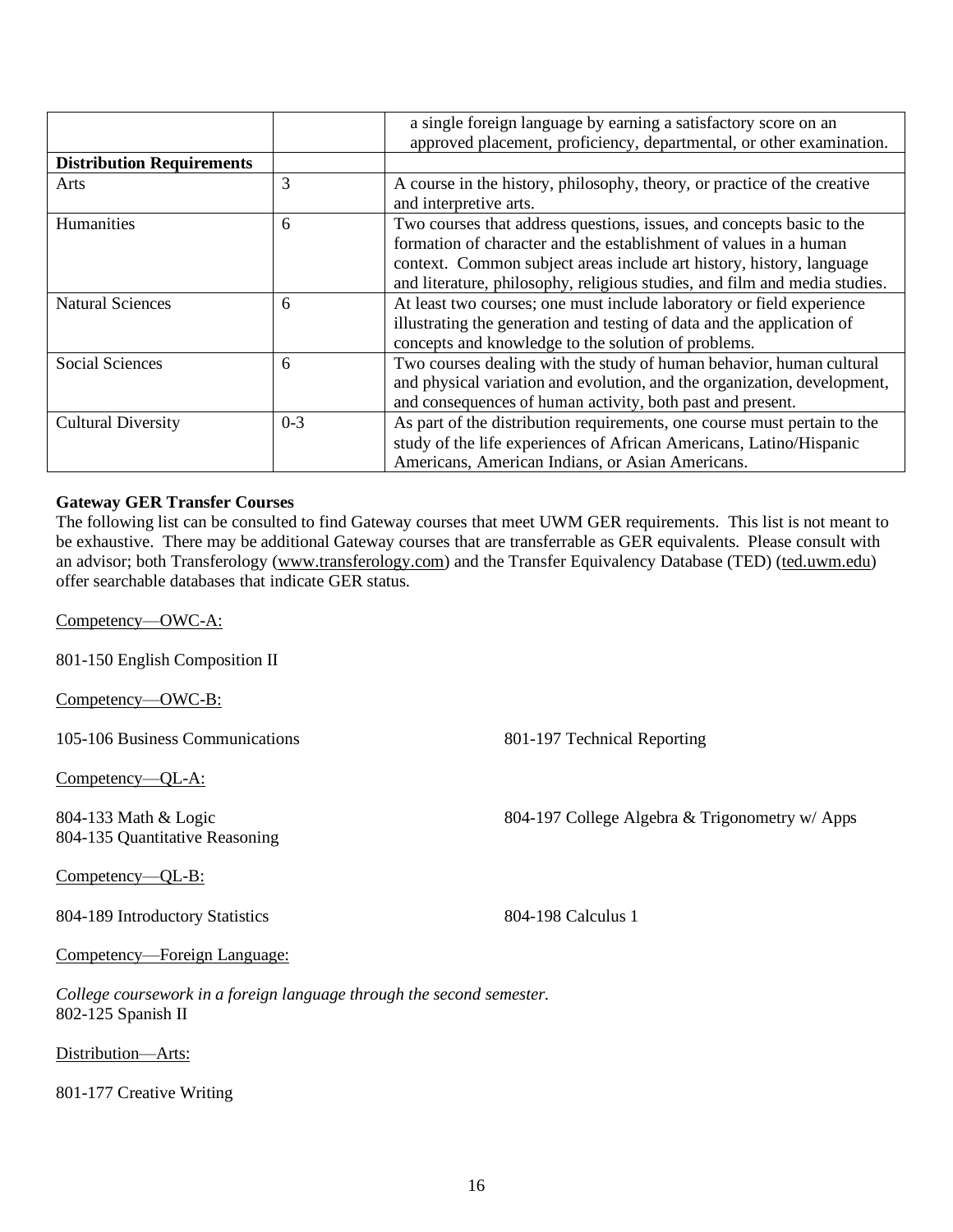| | | a single foreign language by earning a satisfactory score on an approved placement, proficiency, departmental, or other examination. |
|---|---|---|
| **Distribution Requirements** | | |
| Arts | 3 | A course in the history, philosophy, theory, or practice of the creative and interpretive arts. |
| Humanities | 6 | Two courses that address questions, issues, and concepts basic to the formation of character and the establishment of values in a human context. Common subject areas include art history, history, language and literature, philosophy, religious studies, and film and media studies. |
| Natural Sciences | 6 | At least two courses; one must include laboratory or field experience illustrating the generation and testing of data and the application of concepts and knowledge to the solution of problems. |
| Social Sciences | 6 | Two courses dealing with the study of human behavior, human cultural and physical variation and evolution, and the organization, development, and consequences of human activity, both past and present. |
| Cultural Diversity | 0-3 | As part of the distribution requirements, one course must pertain to the study of the life experiences of African Americans, Latino/Hispanic Americans, American Indians, or Asian Americans. |

**Gateway GER Transfer Courses**

The following list can be consulted to find Gateway courses that meet UWM GER requirements. This list is not meant to be exhaustive. There may be additional Gateway courses that are transferrable as GER equivalents. Please consult with an advisor; both Transferology (www.transferology.com) and the Transfer Equivalency Database (TED) (ted.uwm.edu) offer searchable databases that indicate GER status.

Competency—OWC-A:

801-150 English Composition II

Competency—OWC-B:

105-106 Business Communications

801-197 Technical Reporting

Competency—QL-A:

804-133 Math & Logic

804-135 Quantitative Reasoning

804-197 College Algebra & Trigonometry w/ Apps

Competency—QL-B:

804-189 Introductory Statistics

804-198 Calculus 1

Competency—Foreign Language:

*College coursework in a foreign language through the second semester.*

802-125 Spanish II

Distribution—Arts:

801-177 Creative Writing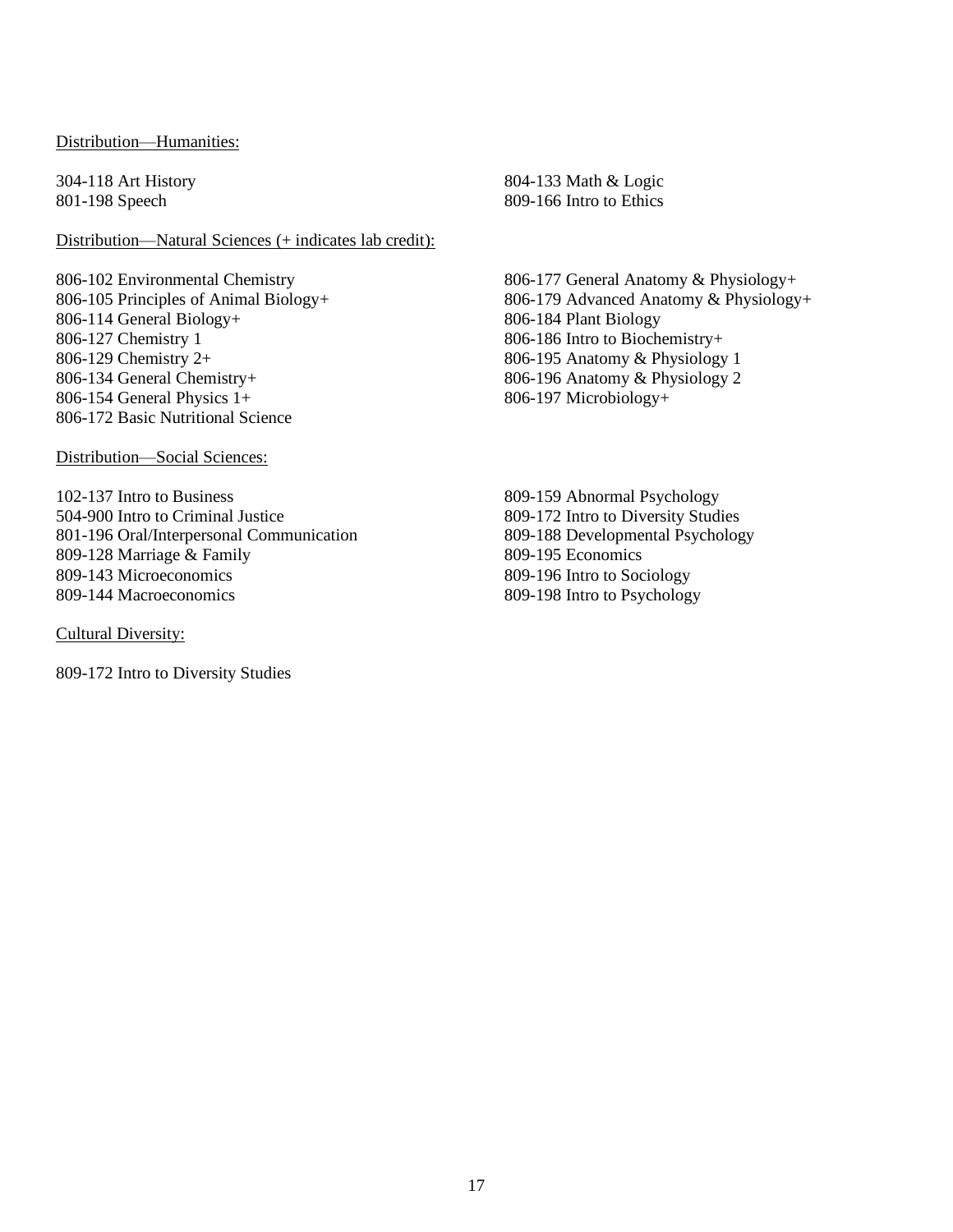Distribution—Humanities:

304-118 Art History
801-198 Speech
804-133 Math & Logic
809-166 Intro to Ethics

Distribution—Natural Sciences (+ indicates lab credit):

806-102 Environmental Chemistry
806-105 Principles of Animal Biology+
806-114 General Biology+
806-127 Chemistry 1
806-129 Chemistry 2+
806-134 General Chemistry+
806-154 General Physics 1+
806-172 Basic Nutritional Science
806-177 General Anatomy & Physiology+
806-179 Advanced Anatomy & Physiology+
806-184 Plant Biology
806-186 Intro to Biochemistry+
806-195 Anatomy & Physiology 1
806-196 Anatomy & Physiology 2
806-197 Microbiology+

Distribution—Social Sciences:

102-137 Intro to Business
504-900 Intro to Criminal Justice
801-196 Oral/Interpersonal Communication
809-128 Marriage & Family
809-143 Microeconomics
809-144 Macroeconomics
809-159 Abnormal Psychology
809-172 Intro to Diversity Studies
809-188 Developmental Psychology
809-195 Economics
809-196 Intro to Sociology
809-198 Intro to Psychology

Cultural Diversity:

809-172 Intro to Diversity Studies